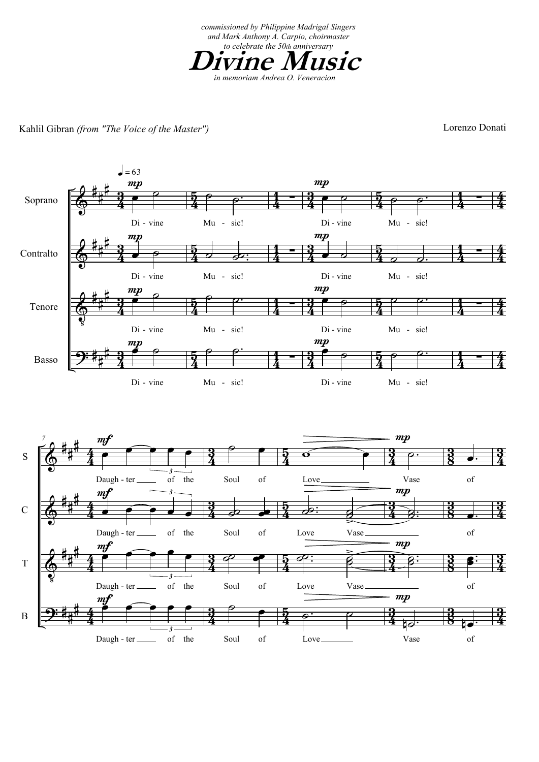*commissioned by Philippine Madrigal Singers*
*and Mark Anthony A. Carpio, choirmaster*
*to celebrate the 50th anniversary*

# Divine Music

*in memoriam Andrea O. Veneracion*

Kahlil Gibran *(from "The Voice of the Master")*

Lorenzo Donati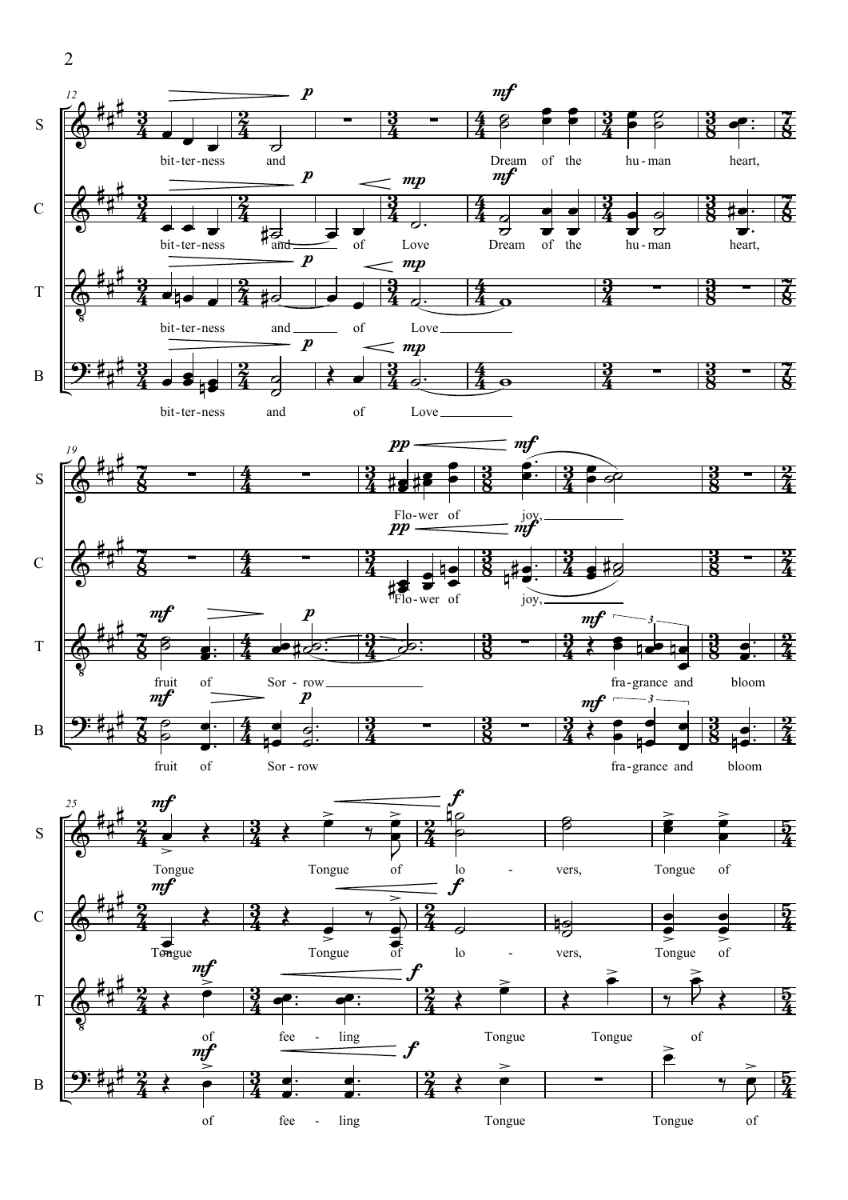S: bit-ter-ness and Dream of the hu-man heart,

C: bit-ter-ness and of Love Dream of the hu-man heart,

T: bit-ter-ness and of Love

B: bit-ter-ness and of Love

S: Flo-wer of joy,

C: Flo-wer of joy,

T: fruit of Sor-row fra-grance and bloom

B: fruit of Sor-row fra-grance and bloom

S: Tongue Tongue of lo - vers, Tongue of

C: Tongue Tongue of lo - vers, Tongue of

T: of fee - ling Tongue Tongue of

B: of fee - ling Tongue Tongue of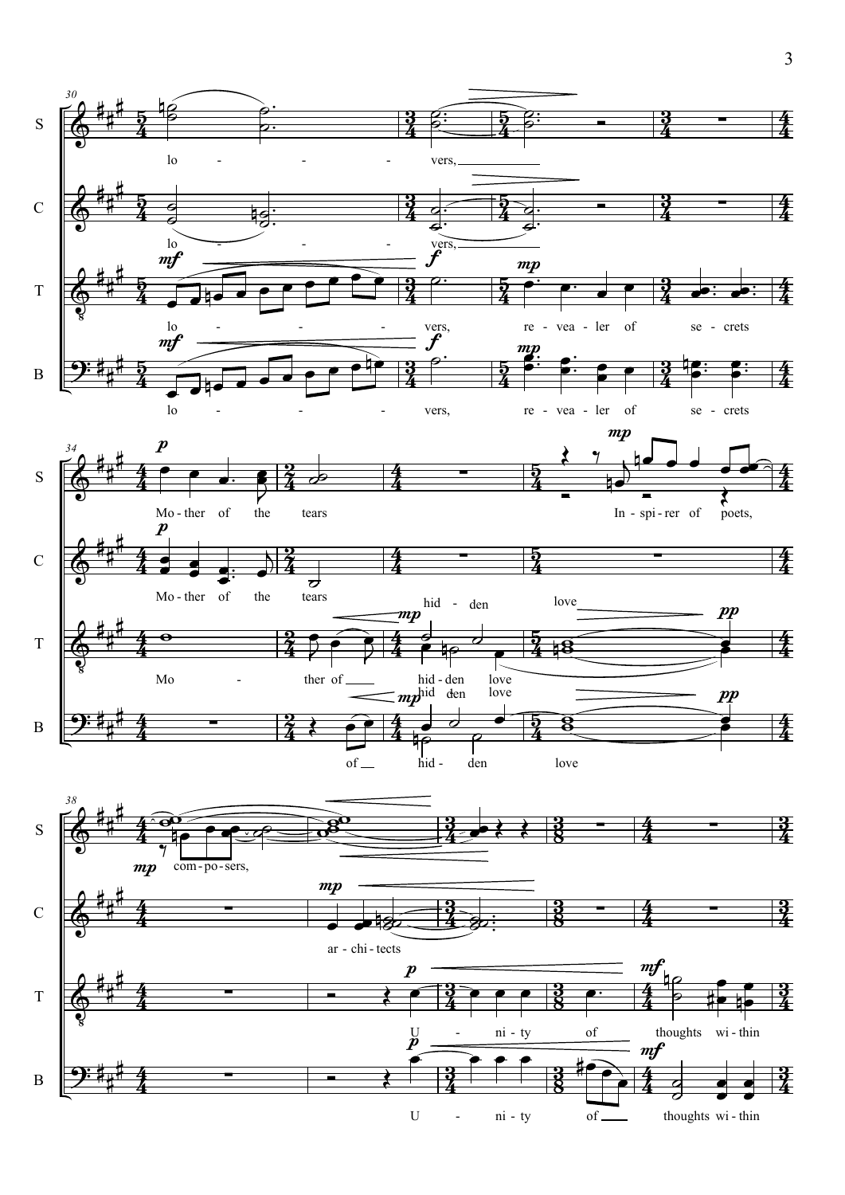**30**

S: lo - - - - vers,

C: lo - - - - vers,

T: *mf* lo - - - - vers, *f* *mp* re - vea - ler of se - crets

B: *mf* lo - - - - vers, *f* *mp* re - vea - ler of se - crets

**34**

S: *p* Mo - ther of the tears *mp* In - spi - rer of poets,

C: *p* Mo - ther of the tears

T: Mo - ther of *mp* hid - den love *pp* hid - den love

B: of *mp* hid - den love *pp* hid - den love

**38**

S: *mp* com - po - sers,

C: *mp* ar - chi - tects

T: *p* U - ni - ty of *mf* thoughts wi - thin

B: *p* U - ni - ty of *mf* thoughts wi - thin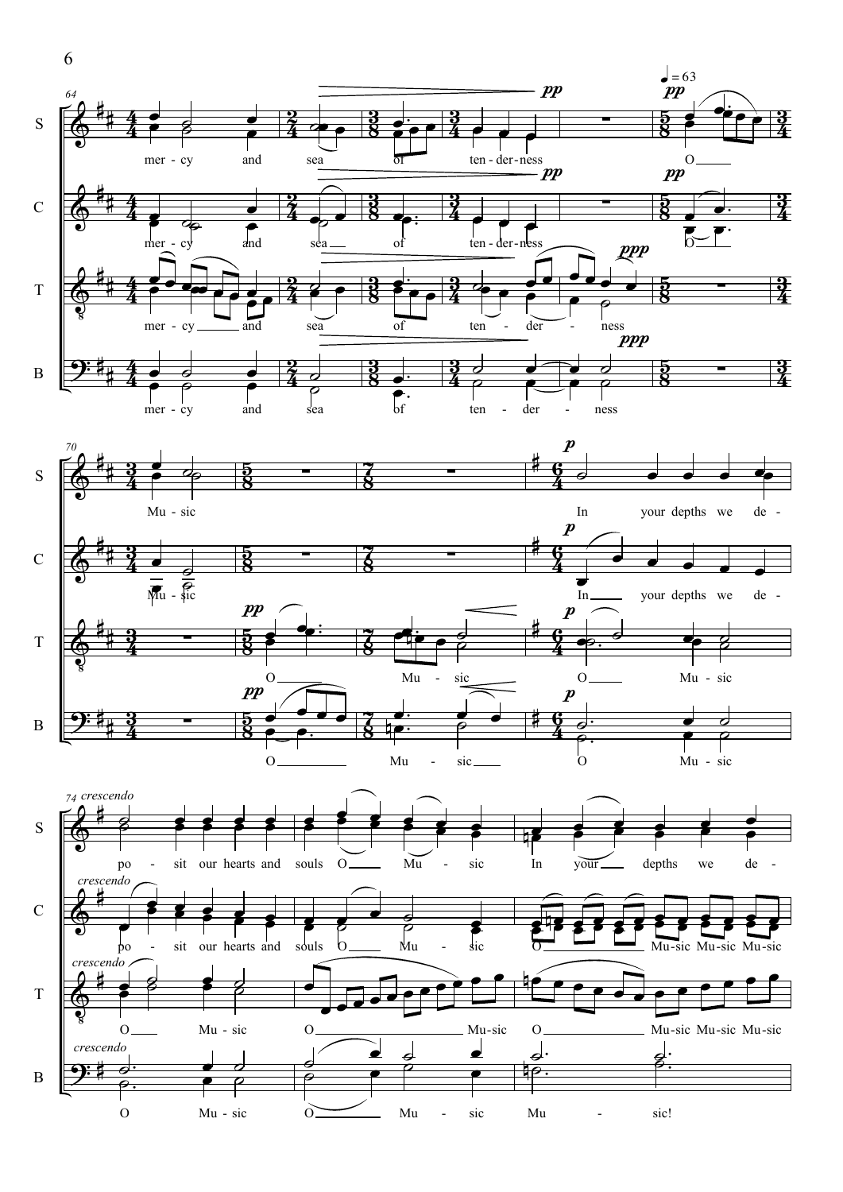S: mer - cy and sea of ten - der-ness O Mu - sic In your depths we de - po - sit our hearts and souls O Mu - sic In your depths we de -

C: mer - cy and sea of ten - der-ness O Mu - sic In your depths we de - po - sit our hearts and souls O Mu - sic O Mu-sic Mu-sic Mu-sic

T: mer - cy and sea of ten - der - ness O Mu - sic O Mu - sic O Mu - sic O Mu-sic O Mu-sic Mu-sic Mu-sic

B: mer - cy and sea of ten - der - ness O Mu - sic O Mu - sic O Mu - sic O Mu - sic Mu - sic!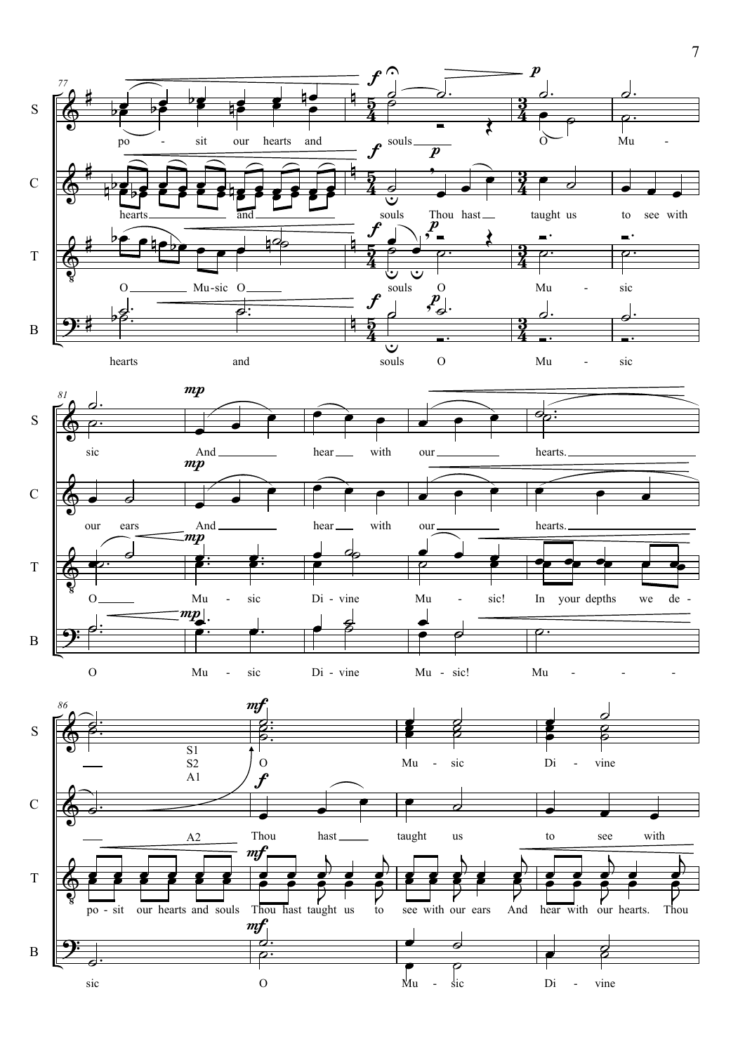S: po - sit our hearts and souls O Mu - sic And hear with our hearts.

C: hearts and souls Thou hast taught us to see with our ears And hear with our hearts.

T: O Mu-sic O souls O Mu - sic O Mu - sic Di - vine Mu - sic! In your depths we de -

B: hearts and souls O Mu - sic O Mu - sic Di - vine Mu - sic! Mu - - - -

S: O Mu - sic Di - vine

S1 S2 A1

C: Thou hast taught us to see with

A2

T: po - sit our hearts and souls Thou hast taught us to see with our ears And hear with our hearts. Thou

B: sic O Mu - sic Di - vine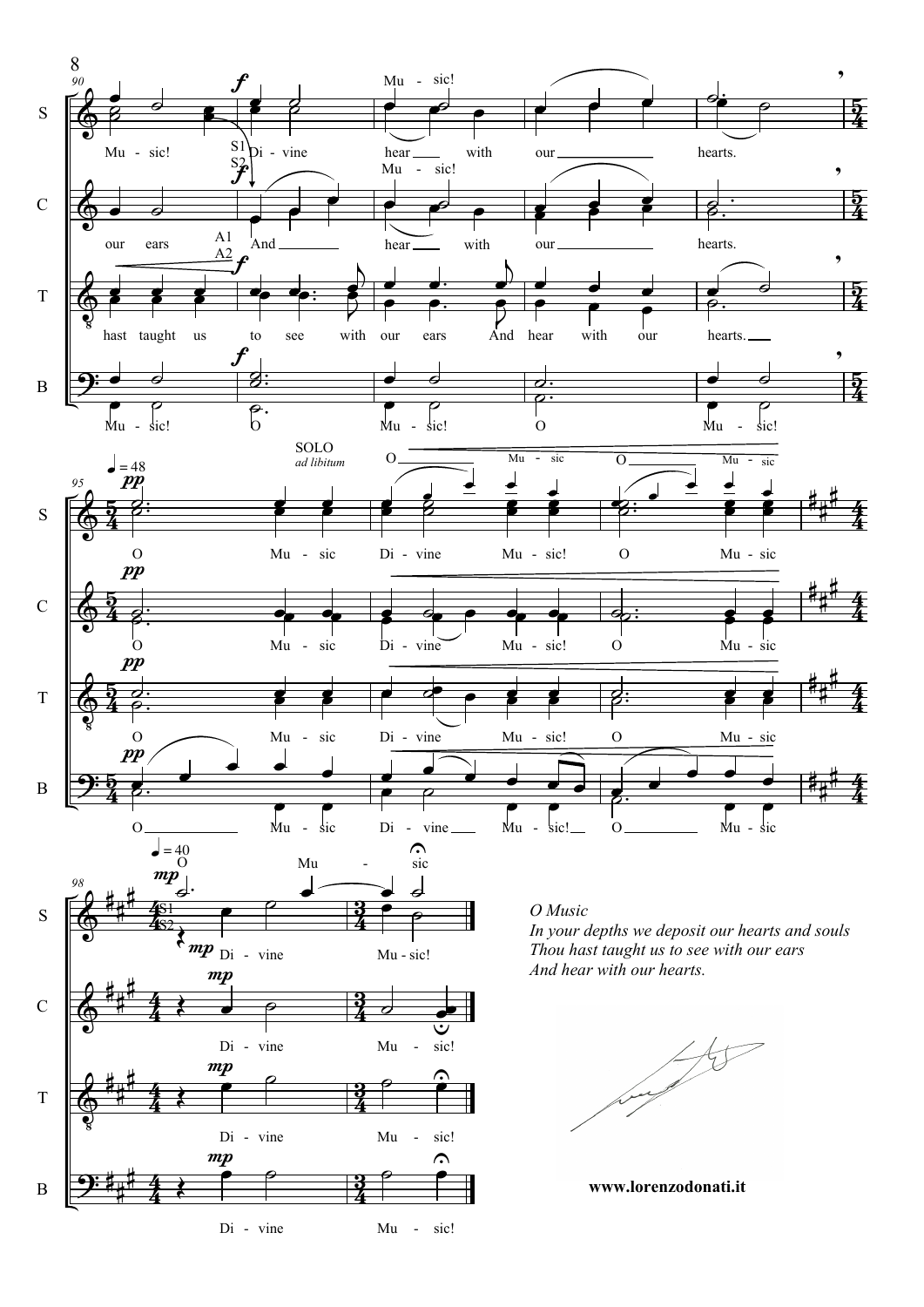*O Music*
*In your depths we deposit our hearts and souls*
*Thou hast taught us to see with our ears*
*And hear with our hearts.*

**www.lorenzodonati.it**